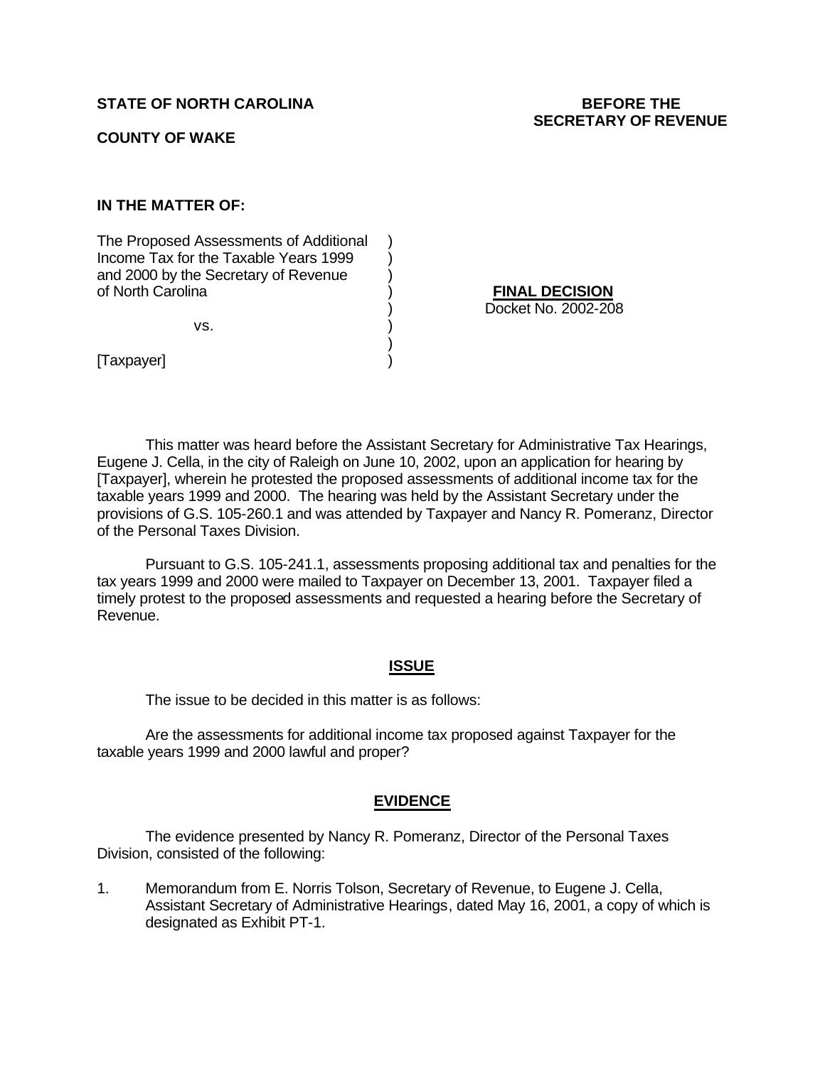**STATE OF NORTH CAROLINA** **BEFORE THE SECRETARY OF REVENUE**

**COUNTY OF WAKE**

**IN THE MATTER OF:**

The Proposed Assessments of Additional Income Tax for the Taxable Years 1999 and 2000 by the Secretary of Revenue of North Carolina

vs.

[Taxpayer]

**FINAL DECISION**
Docket No. 2002-208

This matter was heard before the Assistant Secretary for Administrative Tax Hearings, Eugene J. Cella, in the city of Raleigh on June 10, 2002, upon an application for hearing by [Taxpayer], wherein he protested the proposed assessments of additional income tax for the taxable years 1999 and 2000. The hearing was held by the Assistant Secretary under the provisions of G.S. 105-260.1 and was attended by Taxpayer and Nancy R. Pomeranz, Director of the Personal Taxes Division.

Pursuant to G.S. 105-241.1, assessments proposing additional tax and penalties for the tax years 1999 and 2000 were mailed to Taxpayer on December 13, 2001. Taxpayer filed a timely protest to the proposed assessments and requested a hearing before the Secretary of Revenue.

## ISSUE

The issue to be decided in this matter is as follows:

Are the assessments for additional income tax proposed against Taxpayer for the taxable years 1999 and 2000 lawful and proper?

## EVIDENCE

The evidence presented by Nancy R. Pomeranz, Director of the Personal Taxes Division, consisted of the following:

1. Memorandum from E. Norris Tolson, Secretary of Revenue, to Eugene J. Cella, Assistant Secretary of Administrative Hearings, dated May 16, 2001, a copy of which is designated as Exhibit PT-1.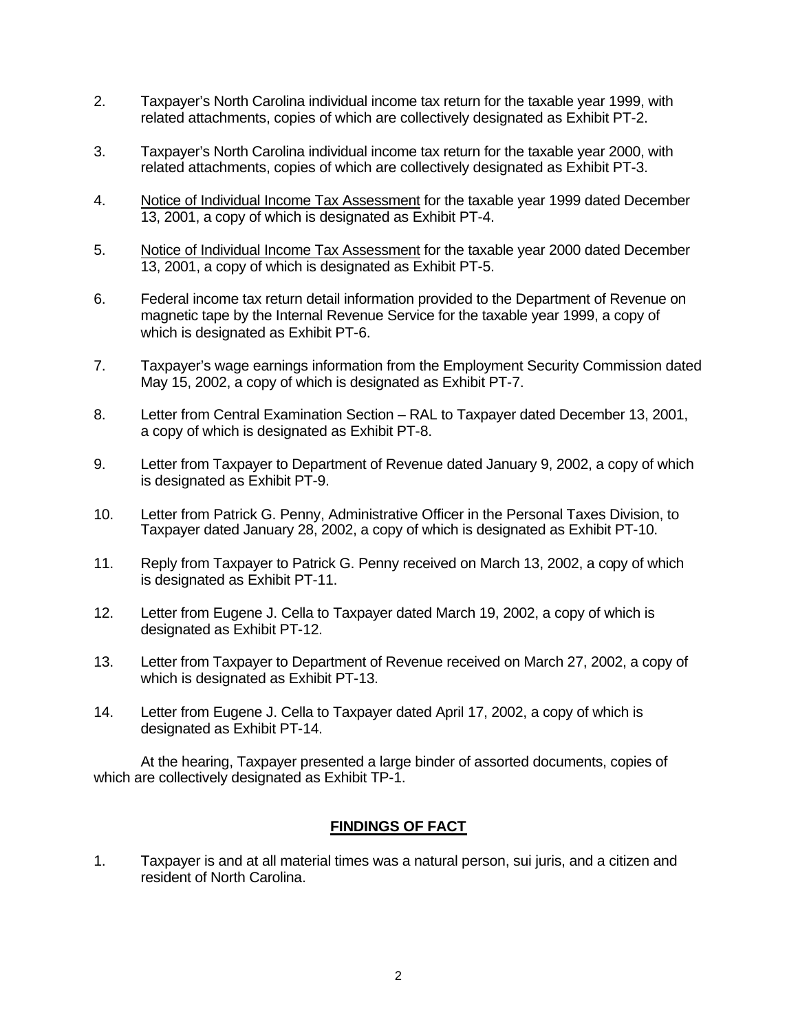2. Taxpayer's North Carolina individual income tax return for the taxable year 1999, with related attachments, copies of which are collectively designated as Exhibit PT-2.

3. Taxpayer's North Carolina individual income tax return for the taxable year 2000, with related attachments, copies of which are collectively designated as Exhibit PT-3.

4. Notice of Individual Income Tax Assessment for the taxable year 1999 dated December 13, 2001, a copy of which is designated as Exhibit PT-4.

5. Notice of Individual Income Tax Assessment for the taxable year 2000 dated December 13, 2001, a copy of which is designated as Exhibit PT-5.

6. Federal income tax return detail information provided to the Department of Revenue on magnetic tape by the Internal Revenue Service for the taxable year 1999, a copy of which is designated as Exhibit PT-6.

7. Taxpayer's wage earnings information from the Employment Security Commission dated May 15, 2002, a copy of which is designated as Exhibit PT-7.

8. Letter from Central Examination Section – RAL to Taxpayer dated December 13, 2001, a copy of which is designated as Exhibit PT-8.

9. Letter from Taxpayer to Department of Revenue dated January 9, 2002, a copy of which is designated as Exhibit PT-9.

10. Letter from Patrick G. Penny, Administrative Officer in the Personal Taxes Division, to Taxpayer dated January 28, 2002, a copy of which is designated as Exhibit PT-10.

11. Reply from Taxpayer to Patrick G. Penny received on March 13, 2002, a copy of which is designated as Exhibit PT-11.

12. Letter from Eugene J. Cella to Taxpayer dated March 19, 2002, a copy of which is designated as Exhibit PT-12.

13. Letter from Taxpayer to Department of Revenue received on March 27, 2002, a copy of which is designated as Exhibit PT-13.

14. Letter from Eugene J. Cella to Taxpayer dated April 17, 2002, a copy of which is designated as Exhibit PT-14.

At the hearing, Taxpayer presented a large binder of assorted documents, copies of which are collectively designated as Exhibit TP-1.

## FINDINGS OF FACT

1. Taxpayer is and at all material times was a natural person, sui juris, and a citizen and resident of North Carolina.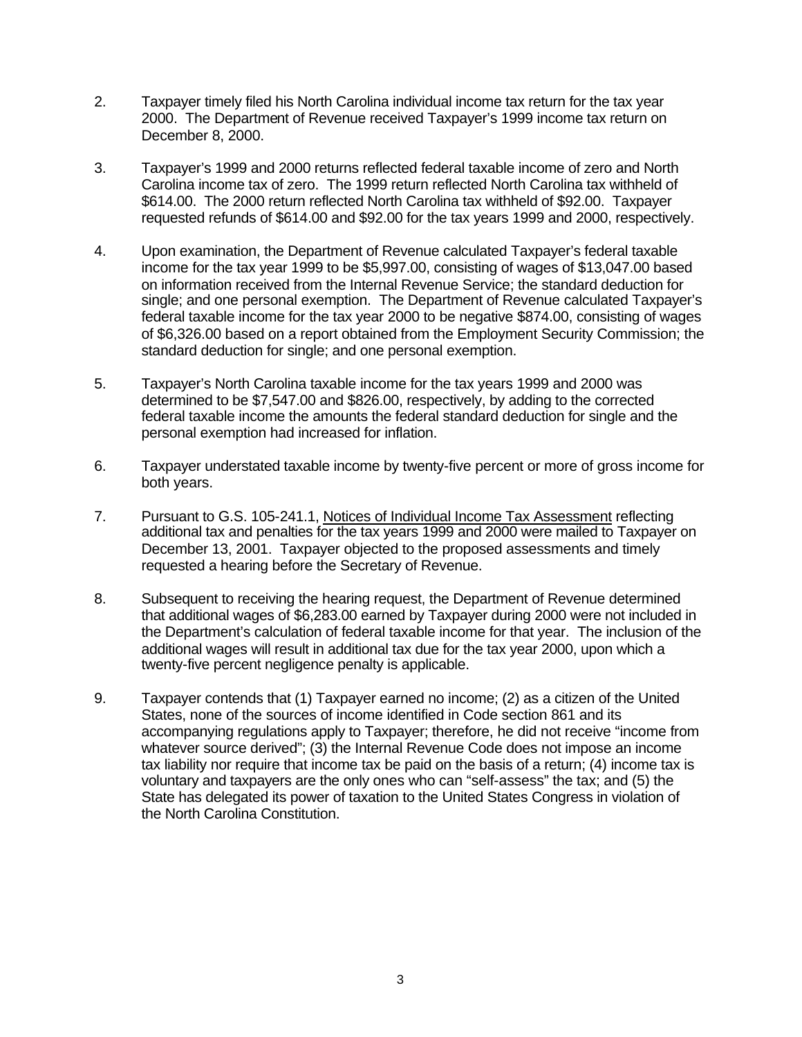2. Taxpayer timely filed his North Carolina individual income tax return for the tax year 2000. The Department of Revenue received Taxpayer's 1999 income tax return on December 8, 2000.

3. Taxpayer's 1999 and 2000 returns reflected federal taxable income of zero and North Carolina income tax of zero. The 1999 return reflected North Carolina tax withheld of $614.00. The 2000 return reflected North Carolina tax withheld of $92.00. Taxpayer requested refunds of $614.00 and $92.00 for the tax years 1999 and 2000, respectively.

4. Upon examination, the Department of Revenue calculated Taxpayer's federal taxable income for the tax year 1999 to be $5,997.00, consisting of wages of $13,047.00 based on information received from the Internal Revenue Service; the standard deduction for single; and one personal exemption. The Department of Revenue calculated Taxpayer's federal taxable income for the tax year 2000 to be negative $874.00, consisting of wages of $6,326.00 based on a report obtained from the Employment Security Commission; the standard deduction for single; and one personal exemption.

5. Taxpayer's North Carolina taxable income for the tax years 1999 and 2000 was determined to be $7,547.00 and $826.00, respectively, by adding to the corrected federal taxable income the amounts the federal standard deduction for single and the personal exemption had increased for inflation.

6. Taxpayer understated taxable income by twenty-five percent or more of gross income for both years.

7. Pursuant to G.S. 105-241.1, Notices of Individual Income Tax Assessment reflecting additional tax and penalties for the tax years 1999 and 2000 were mailed to Taxpayer on December 13, 2001. Taxpayer objected to the proposed assessments and timely requested a hearing before the Secretary of Revenue.

8. Subsequent to receiving the hearing request, the Department of Revenue determined that additional wages of $6,283.00 earned by Taxpayer during 2000 were not included in the Department's calculation of federal taxable income for that year. The inclusion of the additional wages will result in additional tax due for the tax year 2000, upon which a twenty-five percent negligence penalty is applicable.

9. Taxpayer contends that (1) Taxpayer earned no income; (2) as a citizen of the United States, none of the sources of income identified in Code section 861 and its accompanying regulations apply to Taxpayer; therefore, he did not receive "income from whatever source derived"; (3) the Internal Revenue Code does not impose an income tax liability nor require that income tax be paid on the basis of a return; (4) income tax is voluntary and taxpayers are the only ones who can "self-assess" the tax; and (5) the State has delegated its power of taxation to the United States Congress in violation of the North Carolina Constitution.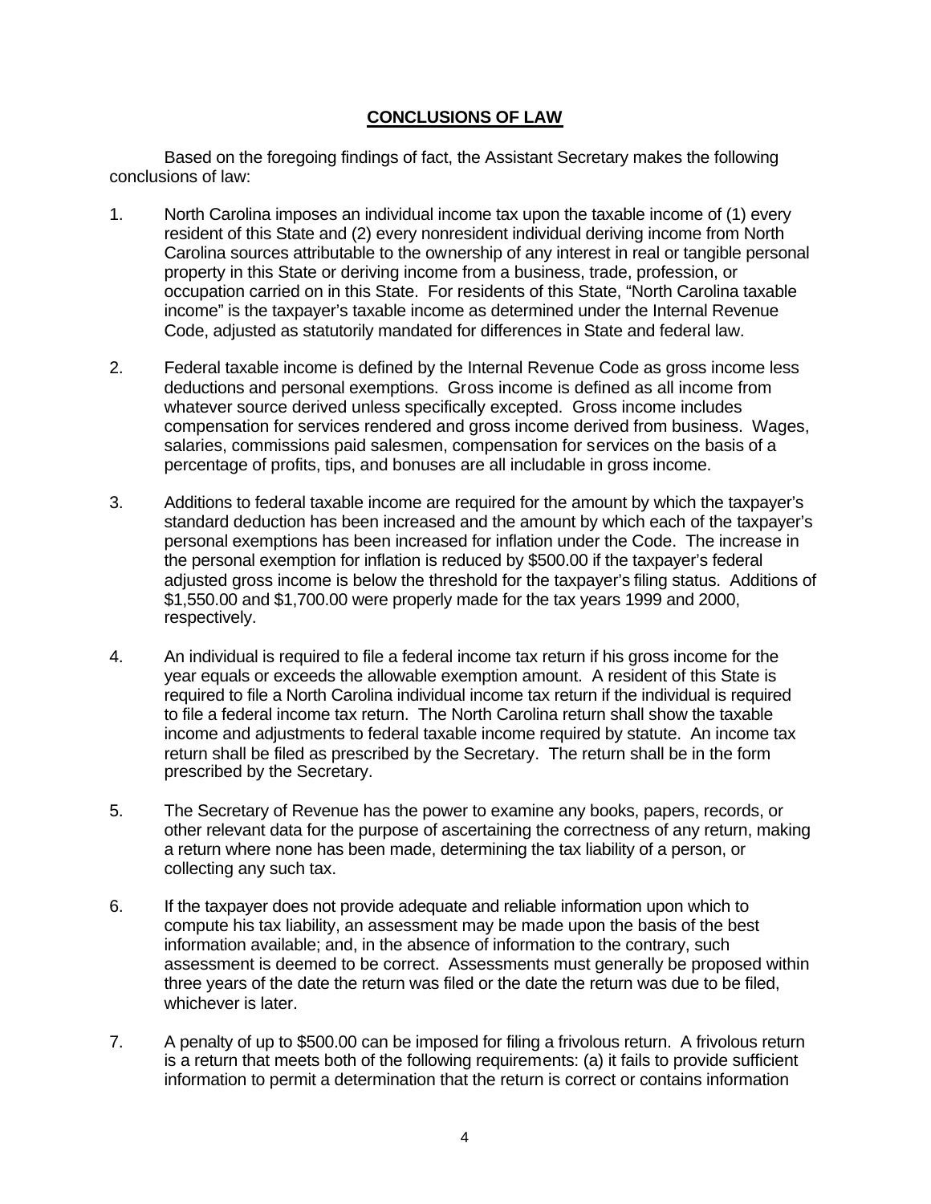## CONCLUSIONS OF LAW

Based on the foregoing findings of fact, the Assistant Secretary makes the following conclusions of law:

1. North Carolina imposes an individual income tax upon the taxable income of (1) every resident of this State and (2) every nonresident individual deriving income from North Carolina sources attributable to the ownership of any interest in real or tangible personal property in this State or deriving income from a business, trade, profession, or occupation carried on in this State. For residents of this State, "North Carolina taxable income" is the taxpayer's taxable income as determined under the Internal Revenue Code, adjusted as statutorily mandated for differences in State and federal law.

2. Federal taxable income is defined by the Internal Revenue Code as gross income less deductions and personal exemptions. Gross income is defined as all income from whatever source derived unless specifically excepted. Gross income includes compensation for services rendered and gross income derived from business. Wages, salaries, commissions paid salesmen, compensation for services on the basis of a percentage of profits, tips, and bonuses are all includable in gross income.

3. Additions to federal taxable income are required for the amount by which the taxpayer's standard deduction has been increased and the amount by which each of the taxpayer's personal exemptions has been increased for inflation under the Code. The increase in the personal exemption for inflation is reduced by $500.00 if the taxpayer's federal adjusted gross income is below the threshold for the taxpayer's filing status. Additions of $1,550.00 and $1,700.00 were properly made for the tax years 1999 and 2000, respectively.

4. An individual is required to file a federal income tax return if his gross income for the year equals or exceeds the allowable exemption amount. A resident of this State is required to file a North Carolina individual income tax return if the individual is required to file a federal income tax return. The North Carolina return shall show the taxable income and adjustments to federal taxable income required by statute. An income tax return shall be filed as prescribed by the Secretary. The return shall be in the form prescribed by the Secretary.

5. The Secretary of Revenue has the power to examine any books, papers, records, or other relevant data for the purpose of ascertaining the correctness of any return, making a return where none has been made, determining the tax liability of a person, or collecting any such tax.

6. If the taxpayer does not provide adequate and reliable information upon which to compute his tax liability, an assessment may be made upon the basis of the best information available; and, in the absence of information to the contrary, such assessment is deemed to be correct. Assessments must generally be proposed within three years of the date the return was filed or the date the return was due to be filed, whichever is later.

7. A penalty of up to $500.00 can be imposed for filing a frivolous return. A frivolous return is a return that meets both of the following requirements: (a) it fails to provide sufficient information to permit a determination that the return is correct or contains information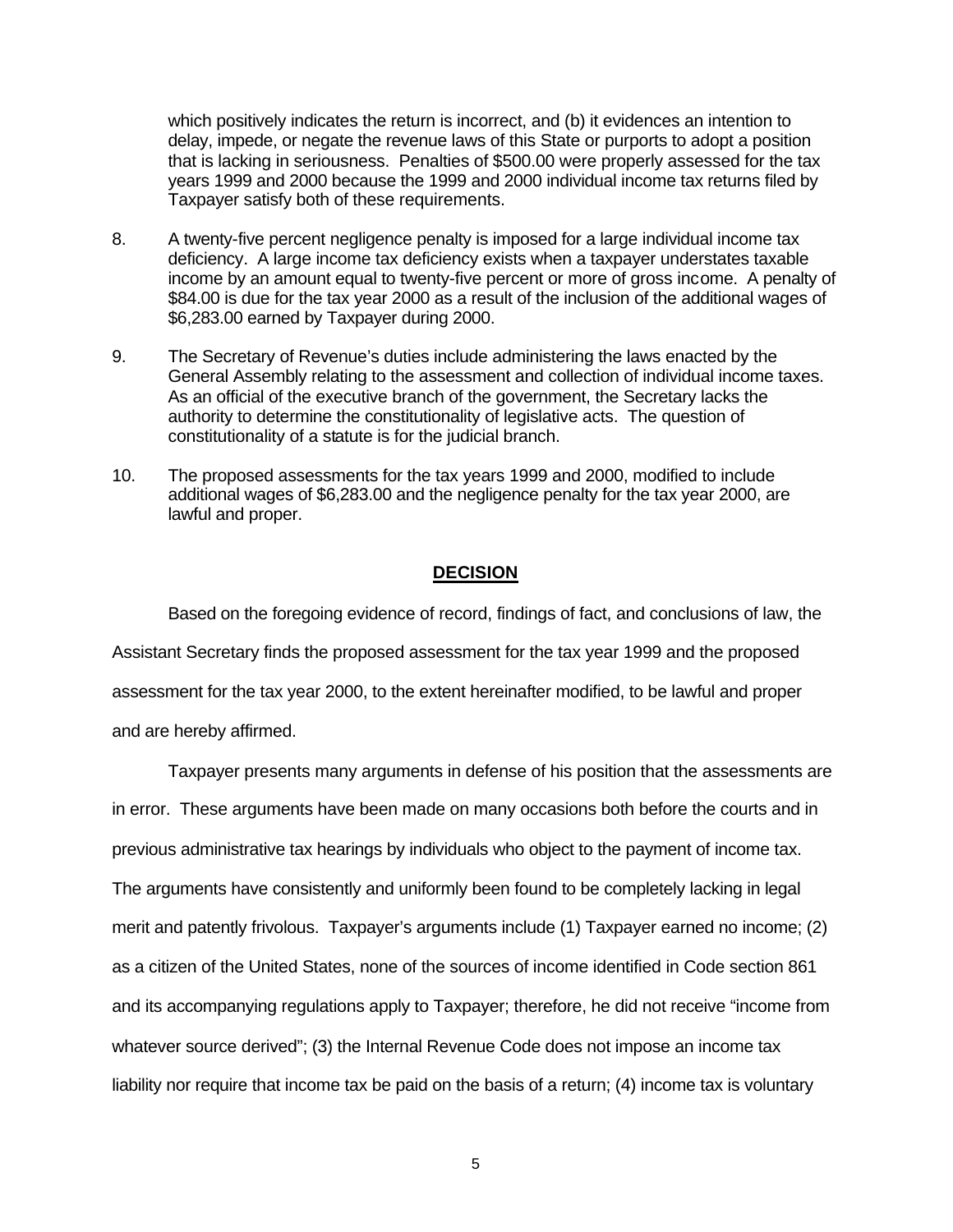which positively indicates the return is incorrect, and (b) it evidences an intention to delay, impede, or negate the revenue laws of this State or purports to adopt a position that is lacking in seriousness. Penalties of $500.00 were properly assessed for the tax years 1999 and 2000 because the 1999 and 2000 individual income tax returns filed by Taxpayer satisfy both of these requirements.

8. A twenty-five percent negligence penalty is imposed for a large individual income tax deficiency. A large income tax deficiency exists when a taxpayer understates taxable income by an amount equal to twenty-five percent or more of gross income. A penalty of $84.00 is due for the tax year 2000 as a result of the inclusion of the additional wages of $6,283.00 earned by Taxpayer during 2000.

9. The Secretary of Revenue's duties include administering the laws enacted by the General Assembly relating to the assessment and collection of individual income taxes. As an official of the executive branch of the government, the Secretary lacks the authority to determine the constitutionality of legislative acts. The question of constitutionality of a statute is for the judicial branch.

10. The proposed assessments for the tax years 1999 and 2000, modified to include additional wages of $6,283.00 and the negligence penalty for the tax year 2000, are lawful and proper.

## DECISION

Based on the foregoing evidence of record, findings of fact, and conclusions of law, the Assistant Secretary finds the proposed assessment for the tax year 1999 and the proposed assessment for the tax year 2000, to the extent hereinafter modified, to be lawful and proper and are hereby affirmed.

Taxpayer presents many arguments in defense of his position that the assessments are in error. These arguments have been made on many occasions both before the courts and in previous administrative tax hearings by individuals who object to the payment of income tax. The arguments have consistently and uniformly been found to be completely lacking in legal merit and patently frivolous. Taxpayer's arguments include (1) Taxpayer earned no income; (2) as a citizen of the United States, none of the sources of income identified in Code section 861 and its accompanying regulations apply to Taxpayer; therefore, he did not receive "income from whatever source derived"; (3) the Internal Revenue Code does not impose an income tax liability nor require that income tax be paid on the basis of a return; (4) income tax is voluntary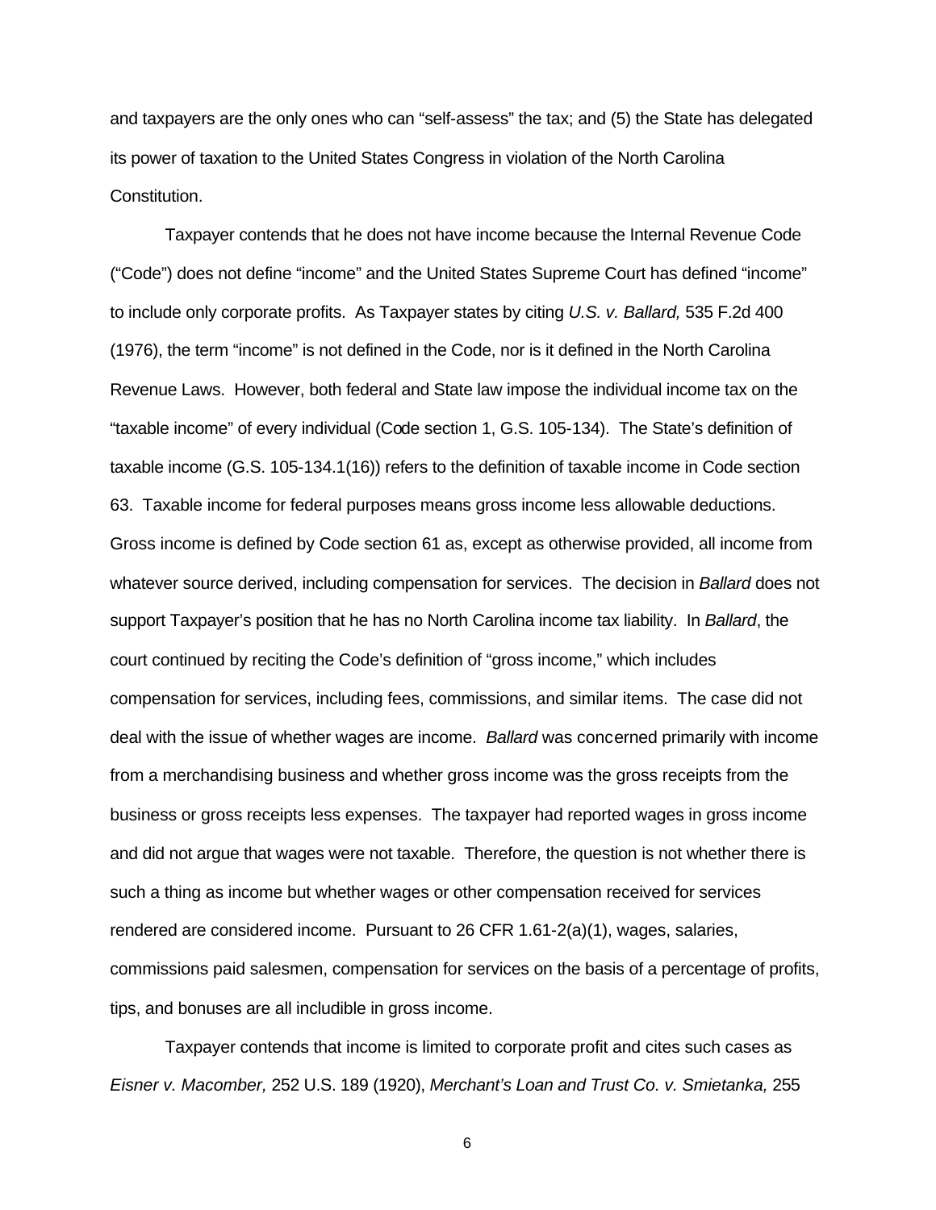and taxpayers are the only ones who can "self-assess" the tax; and (5) the State has delegated its power of taxation to the United States Congress in violation of the North Carolina Constitution.

Taxpayer contends that he does not have income because the Internal Revenue Code ("Code") does not define "income" and the United States Supreme Court has defined "income" to include only corporate profits. As Taxpayer states by citing *U.S. v. Ballard,* 535 F.2d 400 (1976), the term "income" is not defined in the Code, nor is it defined in the North Carolina Revenue Laws. However, both federal and State law impose the individual income tax on the "taxable income" of every individual (Code section 1, G.S. 105-134). The State's definition of taxable income (G.S. 105-134.1(16)) refers to the definition of taxable income in Code section 63. Taxable income for federal purposes means gross income less allowable deductions. Gross income is defined by Code section 61 as, except as otherwise provided, all income from whatever source derived, including compensation for services. The decision in *Ballard* does not support Taxpayer's position that he has no North Carolina income tax liability. In *Ballard*, the court continued by reciting the Code's definition of "gross income," which includes compensation for services, including fees, commissions, and similar items. The case did not deal with the issue of whether wages are income. *Ballard* was concerned primarily with income from a merchandising business and whether gross income was the gross receipts from the business or gross receipts less expenses. The taxpayer had reported wages in gross income and did not argue that wages were not taxable. Therefore, the question is not whether there is such a thing as income but whether wages or other compensation received for services rendered are considered income. Pursuant to 26 CFR 1.61-2(a)(1), wages, salaries, commissions paid salesmen, compensation for services on the basis of a percentage of profits, tips, and bonuses are all includible in gross income.

Taxpayer contends that income is limited to corporate profit and cites such cases as *Eisner v. Macomber,* 252 U.S. 189 (1920), *Merchant's Loan and Trust Co. v. Smietanka,* 255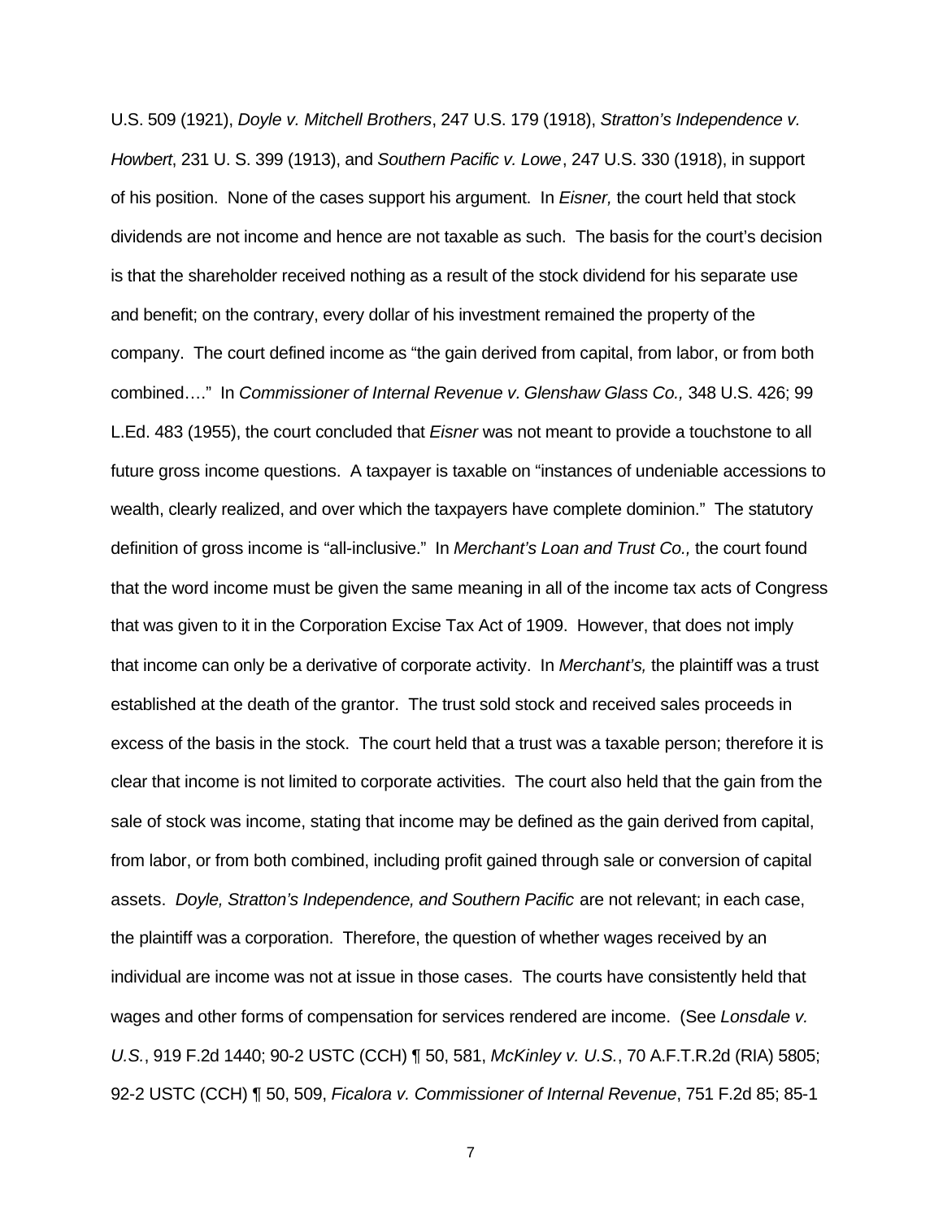U.S. 509 (1921), *Doyle v. Mitchell Brothers*, 247 U.S. 179 (1918), *Stratton's Independence v. Howbert*, 231 U. S. 399 (1913), and *Southern Pacific v. Lowe*, 247 U.S. 330 (1918), in support of his position. None of the cases support his argument. In *Eisner,* the court held that stock dividends are not income and hence are not taxable as such. The basis for the court's decision is that the shareholder received nothing as a result of the stock dividend for his separate use and benefit; on the contrary, every dollar of his investment remained the property of the company. The court defined income as "the gain derived from capital, from labor, or from both combined…." In *Commissioner of Internal Revenue v. Glenshaw Glass Co.,* 348 U.S. 426; 99 L.Ed. 483 (1955), the court concluded that *Eisner* was not meant to provide a touchstone to all future gross income questions. A taxpayer is taxable on "instances of undeniable accessions to wealth, clearly realized, and over which the taxpayers have complete dominion." The statutory definition of gross income is "all-inclusive." In *Merchant's Loan and Trust Co.,* the court found that the word income must be given the same meaning in all of the income tax acts of Congress that was given to it in the Corporation Excise Tax Act of 1909. However, that does not imply that income can only be a derivative of corporate activity. In *Merchant's,* the plaintiff was a trust established at the death of the grantor. The trust sold stock and received sales proceeds in excess of the basis in the stock. The court held that a trust was a taxable person; therefore it is clear that income is not limited to corporate activities. The court also held that the gain from the sale of stock was income, stating that income may be defined as the gain derived from capital, from labor, or from both combined, including profit gained through sale or conversion of capital assets. *Doyle, Stratton's Independence, and Southern Pacific* are not relevant; in each case, the plaintiff was a corporation. Therefore, the question of whether wages received by an individual are income was not at issue in those cases. The courts have consistently held that wages and other forms of compensation for services rendered are income. (See *Lonsdale v. U.S.*, 919 F.2d 1440; 90-2 USTC (CCH) ¶ 50, 581, *McKinley v. U.S.*, 70 A.F.T.R.2d (RIA) 5805; 92-2 USTC (CCH) ¶ 50, 509, *Ficalora v. Commissioner of Internal Revenue*, 751 F.2d 85; 85-1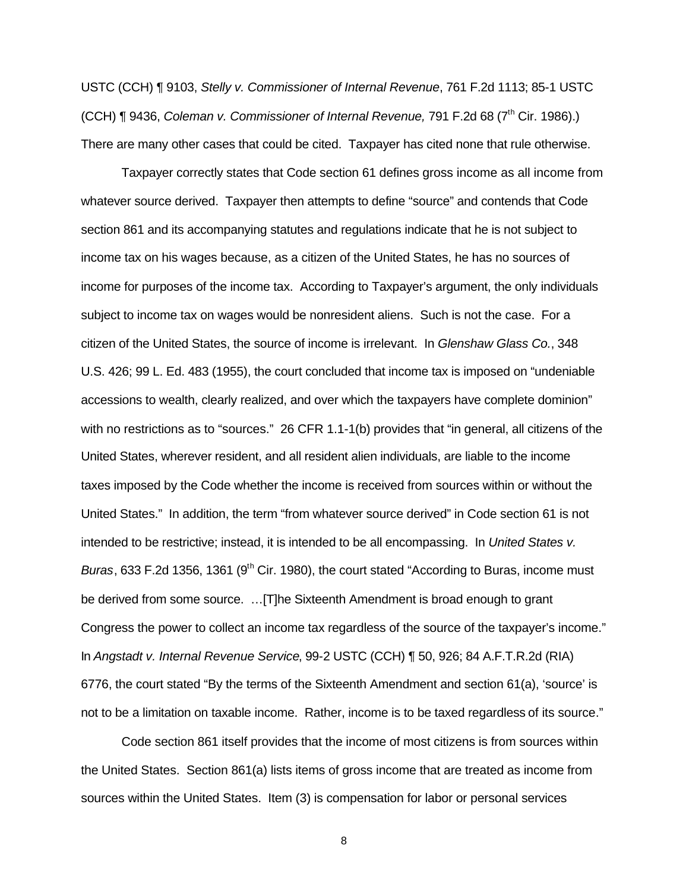USTC (CCH) ¶ 9103, *Stelly v. Commissioner of Internal Revenue*, 761 F.2d 1113; 85-1 USTC (CCH) ¶ 9436, *Coleman v. Commissioner of Internal Revenue,* 791 F.2d 68 (7th Cir. 1986).) There are many other cases that could be cited. Taxpayer has cited none that rule otherwise.

Taxpayer correctly states that Code section 61 defines gross income as all income from whatever source derived. Taxpayer then attempts to define "source" and contends that Code section 861 and its accompanying statutes and regulations indicate that he is not subject to income tax on his wages because, as a citizen of the United States, he has no sources of income for purposes of the income tax. According to Taxpayer's argument, the only individuals subject to income tax on wages would be nonresident aliens. Such is not the case. For a citizen of the United States, the source of income is irrelevant. In *Glenshaw Glass Co.*, 348 U.S. 426; 99 L. Ed. 483 (1955), the court concluded that income tax is imposed on "undeniable accessions to wealth, clearly realized, and over which the taxpayers have complete dominion" with no restrictions as to "sources." 26 CFR 1.1-1(b) provides that "in general, all citizens of the United States, wherever resident, and all resident alien individuals, are liable to the income taxes imposed by the Code whether the income is received from sources within or without the United States." In addition, the term "from whatever source derived" in Code section 61 is not intended to be restrictive; instead, it is intended to be all encompassing. In *United States v. Buras*, 633 F.2d 1356, 1361 (9th Cir. 1980), the court stated "According to Buras, income must be derived from some source. …[T]he Sixteenth Amendment is broad enough to grant Congress the power to collect an income tax regardless of the source of the taxpayer's income." In *Angstadt v. Internal Revenue Service*, 99-2 USTC (CCH) ¶ 50, 926; 84 A.F.T.R.2d (RIA) 6776, the court stated "By the terms of the Sixteenth Amendment and section 61(a), 'source' is not to be a limitation on taxable income. Rather, income is to be taxed regardless of its source."

Code section 861 itself provides that the income of most citizens is from sources within the United States. Section 861(a) lists items of gross income that are treated as income from sources within the United States. Item (3) is compensation for labor or personal services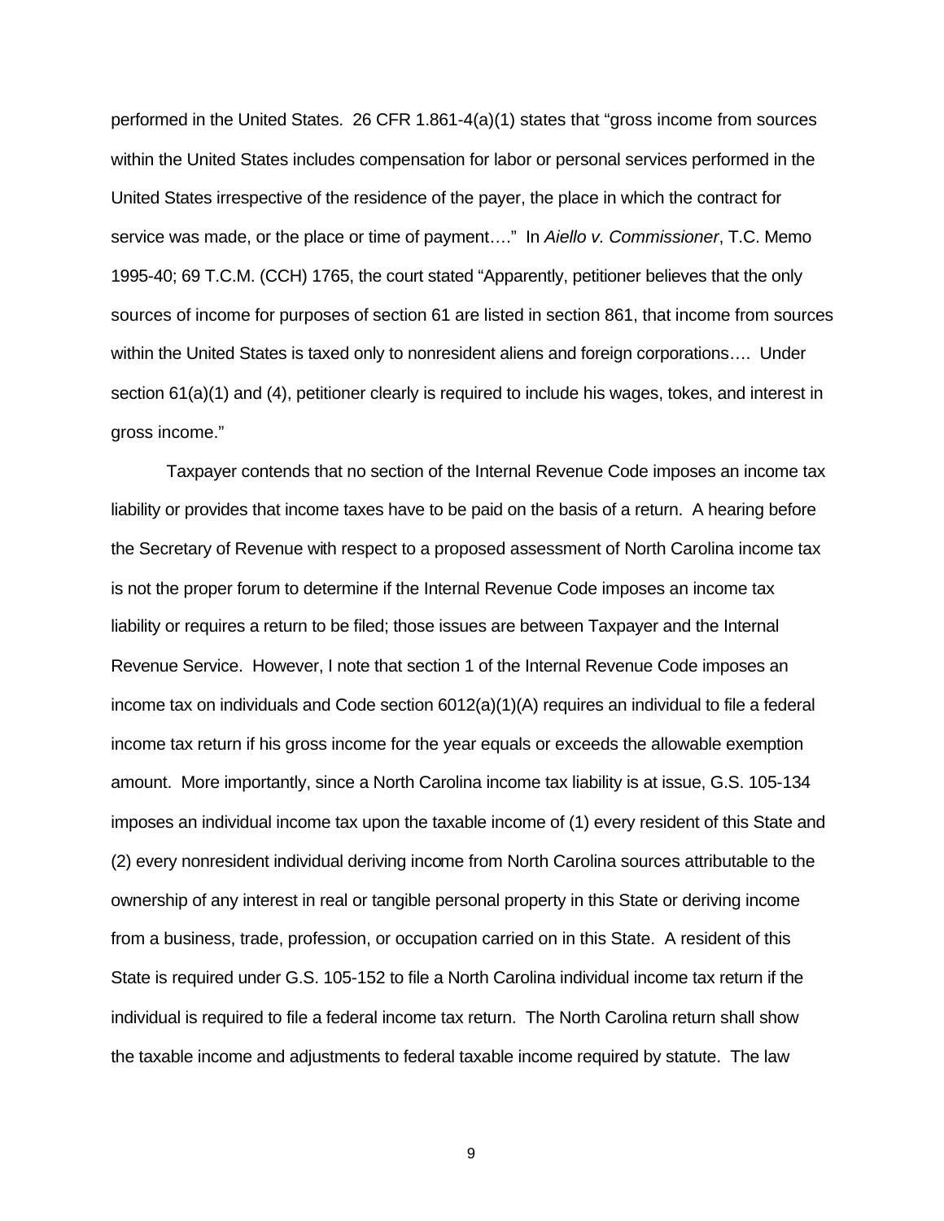performed in the United States. 26 CFR 1.861-4(a)(1) states that "gross income from sources within the United States includes compensation for labor or personal services performed in the United States irrespective of the residence of the payer, the place in which the contract for service was made, or the place or time of payment…." In *Aiello v. Commissioner*, T.C. Memo 1995-40; 69 T.C.M. (CCH) 1765, the court stated "Apparently, petitioner believes that the only sources of income for purposes of section 61 are listed in section 861, that income from sources within the United States is taxed only to nonresident aliens and foreign corporations…. Under section 61(a)(1) and (4), petitioner clearly is required to include his wages, tokes, and interest in gross income."

Taxpayer contends that no section of the Internal Revenue Code imposes an income tax liability or provides that income taxes have to be paid on the basis of a return. A hearing before the Secretary of Revenue with respect to a proposed assessment of North Carolina income tax is not the proper forum to determine if the Internal Revenue Code imposes an income tax liability or requires a return to be filed; those issues are between Taxpayer and the Internal Revenue Service. However, I note that section 1 of the Internal Revenue Code imposes an income tax on individuals and Code section 6012(a)(1)(A) requires an individual to file a federal income tax return if his gross income for the year equals or exceeds the allowable exemption amount. More importantly, since a North Carolina income tax liability is at issue, G.S. 105-134 imposes an individual income tax upon the taxable income of (1) every resident of this State and (2) every nonresident individual deriving income from North Carolina sources attributable to the ownership of any interest in real or tangible personal property in this State or deriving income from a business, trade, profession, or occupation carried on in this State. A resident of this State is required under G.S. 105-152 to file a North Carolina individual income tax return if the individual is required to file a federal income tax return. The North Carolina return shall show the taxable income and adjustments to federal taxable income required by statute. The law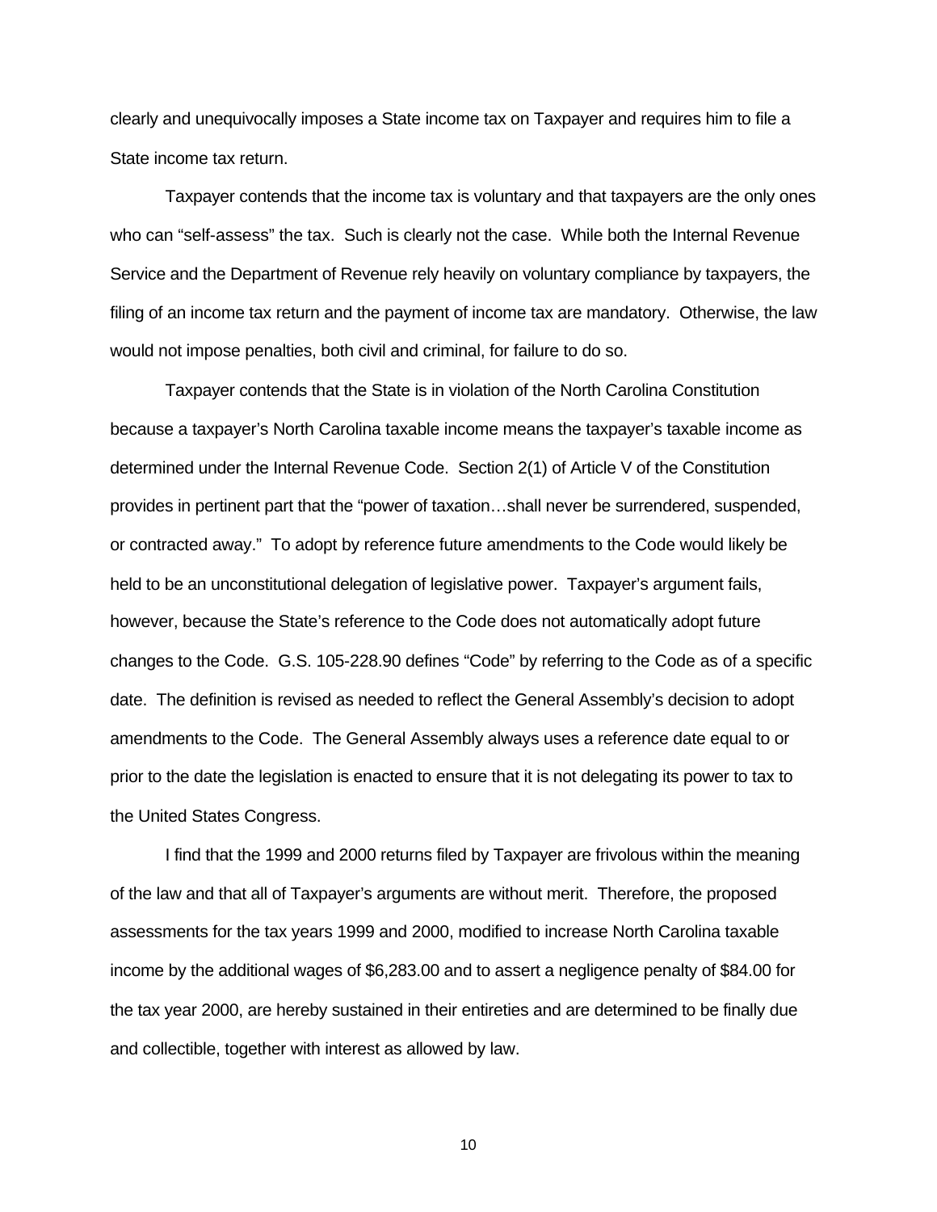clearly and unequivocally imposes a State income tax on Taxpayer and requires him to file a State income tax return.

Taxpayer contends that the income tax is voluntary and that taxpayers are the only ones who can "self-assess" the tax. Such is clearly not the case. While both the Internal Revenue Service and the Department of Revenue rely heavily on voluntary compliance by taxpayers, the filing of an income tax return and the payment of income tax are mandatory. Otherwise, the law would not impose penalties, both civil and criminal, for failure to do so.

Taxpayer contends that the State is in violation of the North Carolina Constitution because a taxpayer's North Carolina taxable income means the taxpayer's taxable income as determined under the Internal Revenue Code. Section 2(1) of Article V of the Constitution provides in pertinent part that the "power of taxation…shall never be surrendered, suspended, or contracted away." To adopt by reference future amendments to the Code would likely be held to be an unconstitutional delegation of legislative power. Taxpayer's argument fails, however, because the State's reference to the Code does not automatically adopt future changes to the Code. G.S. 105-228.90 defines "Code" by referring to the Code as of a specific date. The definition is revised as needed to reflect the General Assembly's decision to adopt amendments to the Code. The General Assembly always uses a reference date equal to or prior to the date the legislation is enacted to ensure that it is not delegating its power to tax to the United States Congress.

I find that the 1999 and 2000 returns filed by Taxpayer are frivolous within the meaning of the law and that all of Taxpayer's arguments are without merit. Therefore, the proposed assessments for the tax years 1999 and 2000, modified to increase North Carolina taxable income by the additional wages of $6,283.00 and to assert a negligence penalty of $84.00 for the tax year 2000, are hereby sustained in their entireties and are determined to be finally due and collectible, together with interest as allowed by law.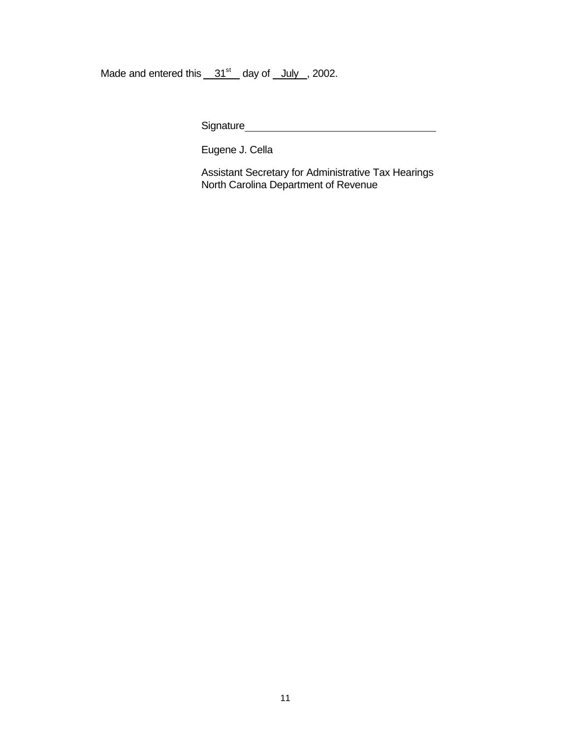Made and entered this 31st day of July, 2002.

Signature___________________________________

Eugene J. Cella

Assistant Secretary for Administrative Tax Hearings
North Carolina Department of Revenue